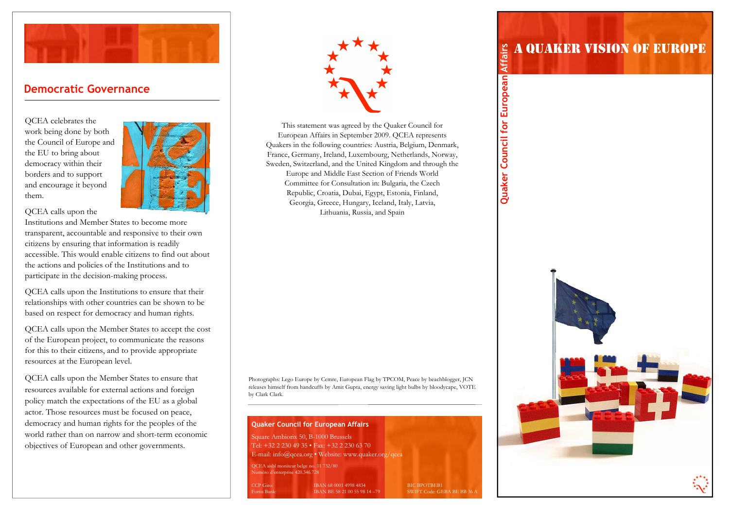## Democratic Governance

QCEA celebrates the work being done by both the Council of Europe and the EU to bring about democracy within their borders and to support and encourage it beyond them.

QCEA calls upon the Institutions and Member States to become more transparent, accountable and responsive to their own citizens by ensuring that information is readily accessible. This would enable citizens to find out about the actions and policies of the Institutions and to participate in the decision-making process.

QCEA calls upon the Institutions to ensure that their relationships with other countries can be shown to be based on respect for democracy and human rights.

QCEA calls upon the Member States to accept the cost of the European project, to communicate the reasons for this to their citizens, and to provide appropriate resources at the European level.

QCEA calls upon the Member States to ensure that resources available for external actions and foreign policy match the expectations of the EU as a global actor. Those resources must be focused on peace, democracy and human rights for the peoples of the world rather than on narrow and short-term economic objectives of European and other governments.

This statement was agreed by the Quaker Council for European Affairs in September 2009. QCEA represents Quakers in the following countries: Austria, Belgium, Denmark, France, Germany, Ireland, Luxembourg, Netherlands, Norway, Sweden, Switzerland, and the United Kingdom and through the Europe and Middle East Section of Friends World Committee for Consultation in: Bulgaria, the Czech Republic, Croatia, Dubai, Egypt, Estonia, Finland, Georgia, Greece, Hungary, Iceland, Italy, Latvia, Lithuania, Russia, and Spain

Photographs: Lego Europe by Cemre, European Flag by TPCOM, Peace by beachblogger, JCN releases himself from handcuffs by Amit Gupta, energy saving light bulbs by bloodycape, VOTE by Clark Clark.

**Quaker Council for European Affairs**

Square Ambiorix 50, B-1000 Brussels
Tel: +32 2 230 49 35 • Fax: +32 2 230 63 70
E-mail: info@qcea.org • Website: www.quaker.org/qcea

QCEA aisbl moniteur belge no. 11 732/80
Numéro d'enterprise 420.346.728

| | | |
|---|---|---|
| CCP Giro: | IBAN 68 0001 4998 4834 | BIC BPOTBEB1 |
| Fortis Bank: | IBAN BE 58 21 00 55 98 14 –79 | SWIFT Code: GEBA BE BB 36 A |

# A Quaker Vision of Europe

Quaker Council for European Affairs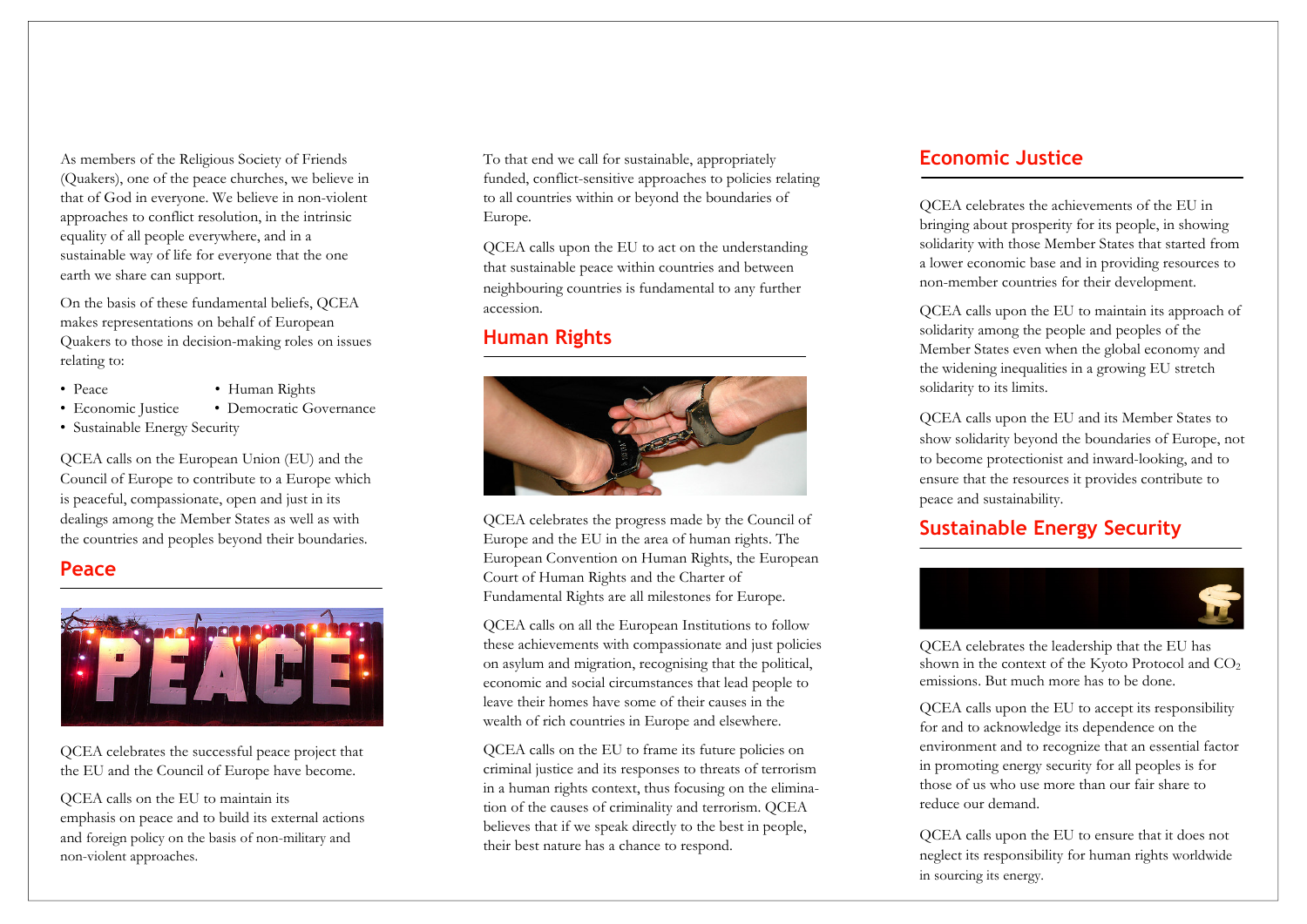As members of the Religious Society of Friends (Quakers), one of the peace churches, we believe in that of God in everyone. We believe in non-violent approaches to conflict resolution, in the intrinsic equality of all people everywhere, and in a sustainable way of life for everyone that the one earth we share can support.

On the basis of these fundamental beliefs, QCEA makes representations on behalf of European Quakers to those in decision-making roles on issues relating to:

- Peace
- Human Rights
- Economic Justice
- Democratic Governance
- Sustainable Energy Security

QCEA calls on the European Union (EU) and the Council of Europe to contribute to a Europe which is peaceful, compassionate, open and just in its dealings among the Member States as well as with the countries and peoples beyond their boundaries.

## Peace

QCEA celebrates the successful peace project that the EU and the Council of Europe have become.

QCEA calls on the EU to maintain its emphasis on peace and to build its external actions and foreign policy on the basis of non-military and non-violent approaches.

To that end we call for sustainable, appropriately funded, conflict-sensitive approaches to policies relating to all countries within or beyond the boundaries of Europe.

QCEA calls upon the EU to act on the understanding that sustainable peace within countries and between neighbouring countries is fundamental to any further accession.

## Human Rights

QCEA celebrates the progress made by the Council of Europe and the EU in the area of human rights. The European Convention on Human Rights, the European Court of Human Rights and the Charter of Fundamental Rights are all milestones for Europe.

QCEA calls on all the European Institutions to follow these achievements with compassionate and just policies on asylum and migration, recognising that the political, economic and social circumstances that lead people to leave their homes have some of their causes in the wealth of rich countries in Europe and elsewhere.

QCEA calls on the EU to frame its future policies on criminal justice and its responses to threats of terrorism in a human rights context, thus focusing on the elimination of the causes of criminality and terrorism. QCEA believes that if we speak directly to the best in people, their best nature has a chance to respond.

## Economic Justice

QCEA celebrates the achievements of the EU in bringing about prosperity for its people, in showing solidarity with those Member States that started from a lower economic base and in providing resources to non-member countries for their development.

QCEA calls upon the EU to maintain its approach of solidarity among the people and peoples of the Member States even when the global economy and the widening inequalities in a growing EU stretch solidarity to its limits.

QCEA calls upon the EU and its Member States to show solidarity beyond the boundaries of Europe, not to become protectionist and inward-looking, and to ensure that the resources it provides contribute to peace and sustainability.

## Sustainable Energy Security

QCEA celebrates the leadership that the EU has shown in the context of the Kyoto Protocol and $CO_2$ emissions. But much more has to be done.

QCEA calls upon the EU to accept its responsibility for and to acknowledge its dependence on the environment and to recognize that an essential factor in promoting energy security for all peoples is for those of us who use more than our fair share to reduce our demand.

QCEA calls upon the EU to ensure that it does not neglect its responsibility for human rights worldwide in sourcing its energy.